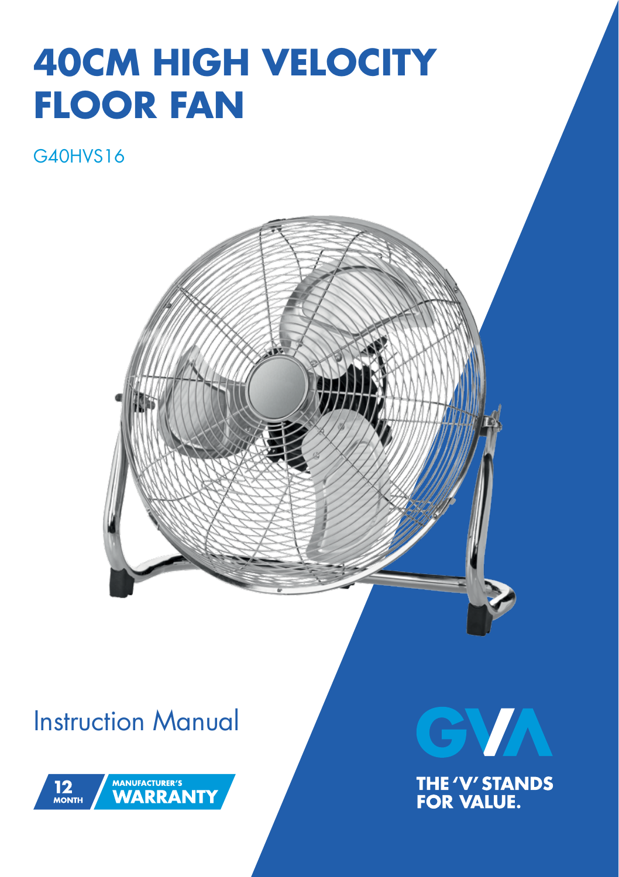# 40CM HIGH VELOCITY FLOOR FAN

G40HVS16

Instruction Manual

12 MONTH MANUFACTURER'S WARRANTY

GVA

THE 'V' STANDS FOR VALUE.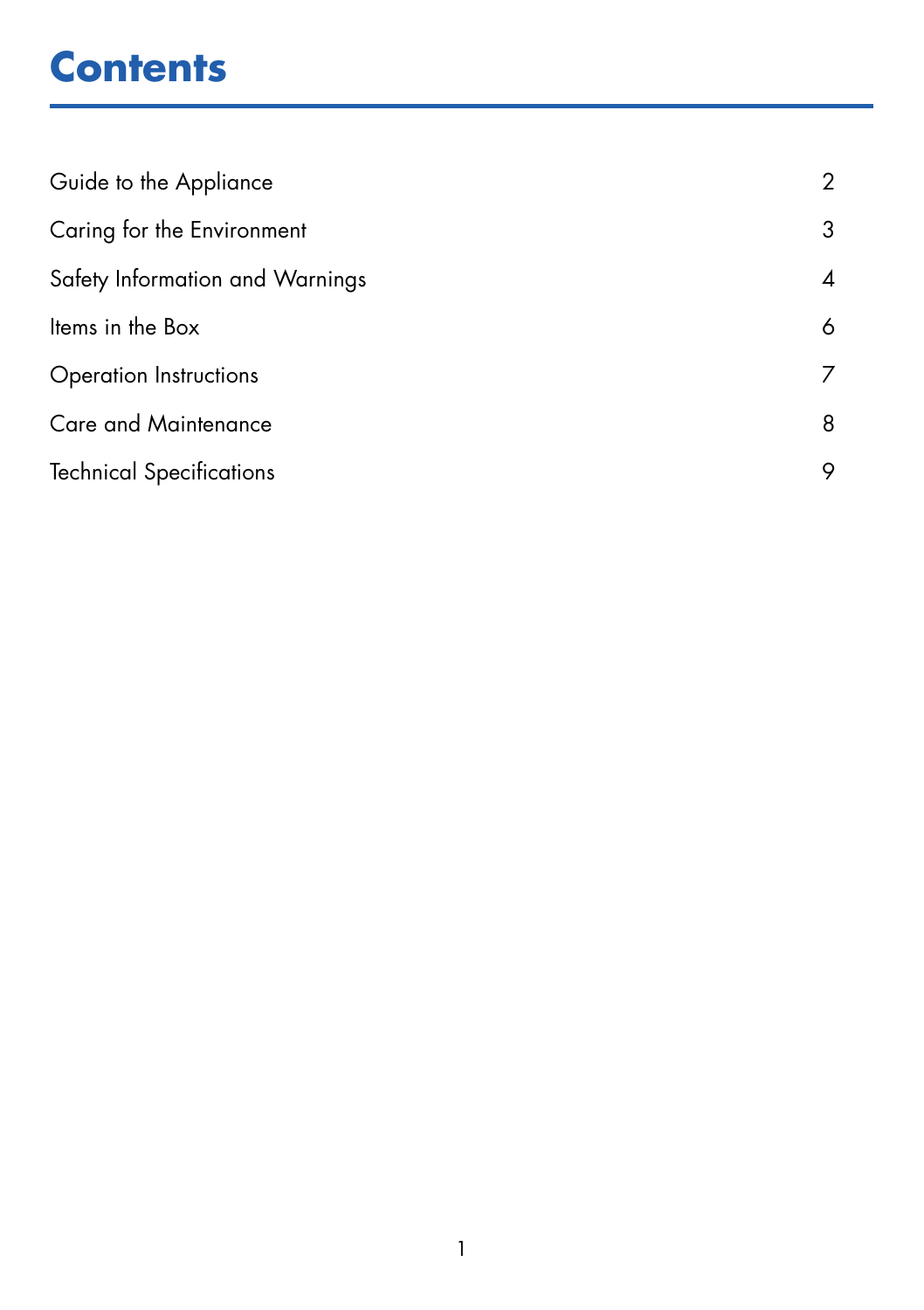# Contents

| | |
|---|---|
| Guide to the Appliance | 2 |
| Caring for the Environment | 3 |
| Safety Information and Warnings | 4 |
| Items in the Box | 6 |
| Operation Instructions | 7 |
| Care and Maintenance | 8 |
| Technical Specifications | 9 |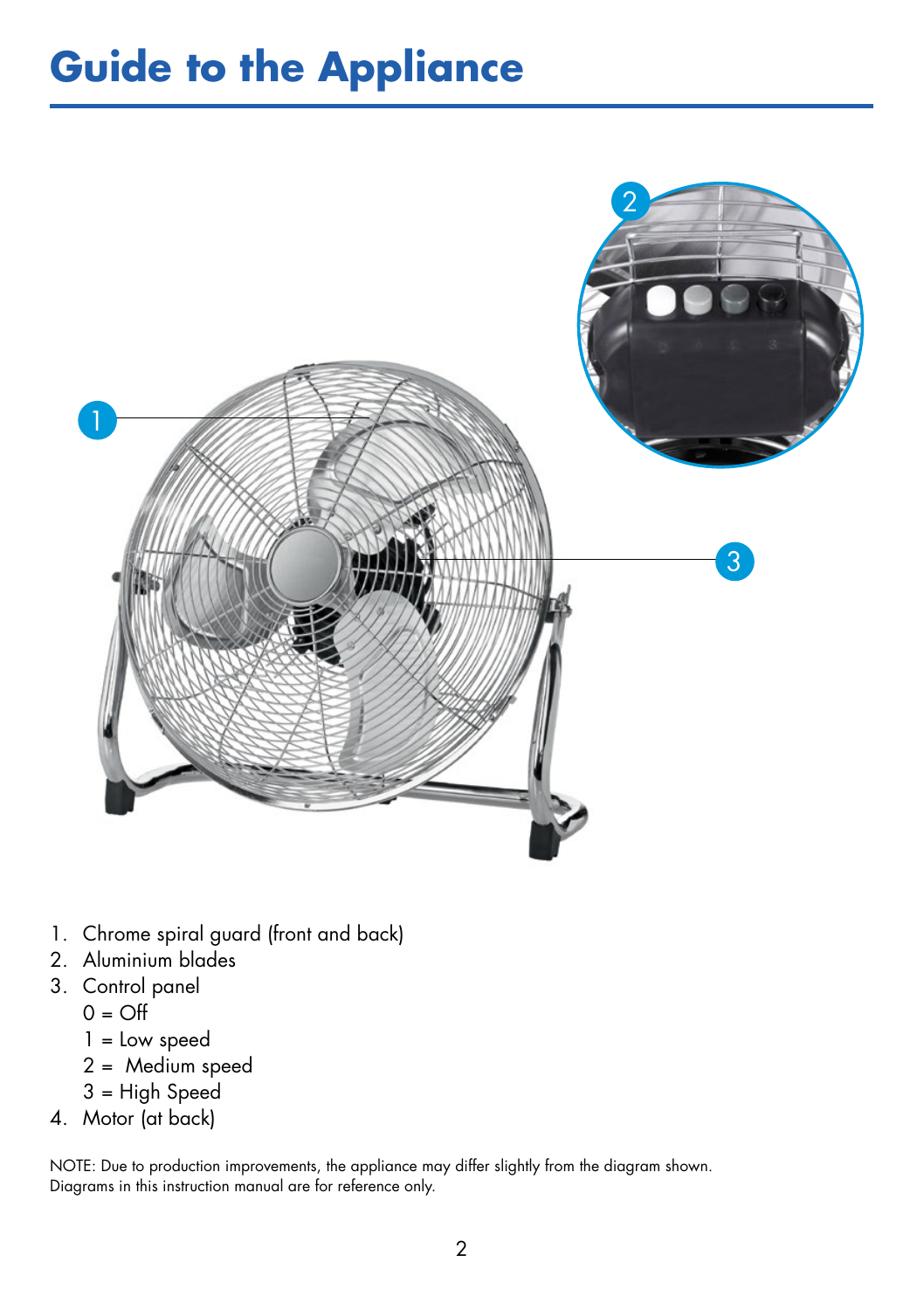# Guide to the Appliance

1. Chrome spiral guard (front and back)
2. Aluminium blades
3. Control panel
   - 0 = Off
   - 1 = Low speed
   - 2 = Medium speed
   - 3 = High Speed
4. Motor (at back)

NOTE: Due to production improvements, the appliance may differ slightly from the diagram shown. Diagrams in this instruction manual are for reference only.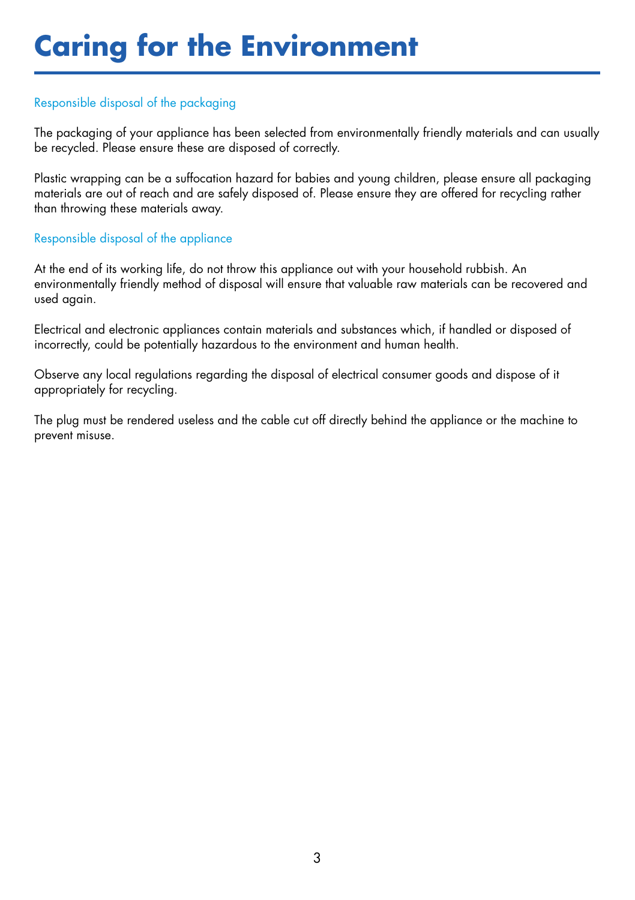# Caring for the Environment

## Responsible disposal of the packaging

The packaging of your appliance has been selected from environmentally friendly materials and can usually be recycled. Please ensure these are disposed of correctly.

Plastic wrapping can be a suffocation hazard for babies and young children, please ensure all packaging materials are out of reach and are safely disposed of. Please ensure they are offered for recycling rather than throwing these materials away.

## Responsible disposal of the appliance

At the end of its working life, do not throw this appliance out with your household rubbish. An environmentally friendly method of disposal will ensure that valuable raw materials can be recovered and used again.

Electrical and electronic appliances contain materials and substances which, if handled or disposed of incorrectly, could be potentially hazardous to the environment and human health.

Observe any local regulations regarding the disposal of electrical consumer goods and dispose of it appropriately for recycling.

The plug must be rendered useless and the cable cut off directly behind the appliance or the machine to prevent misuse.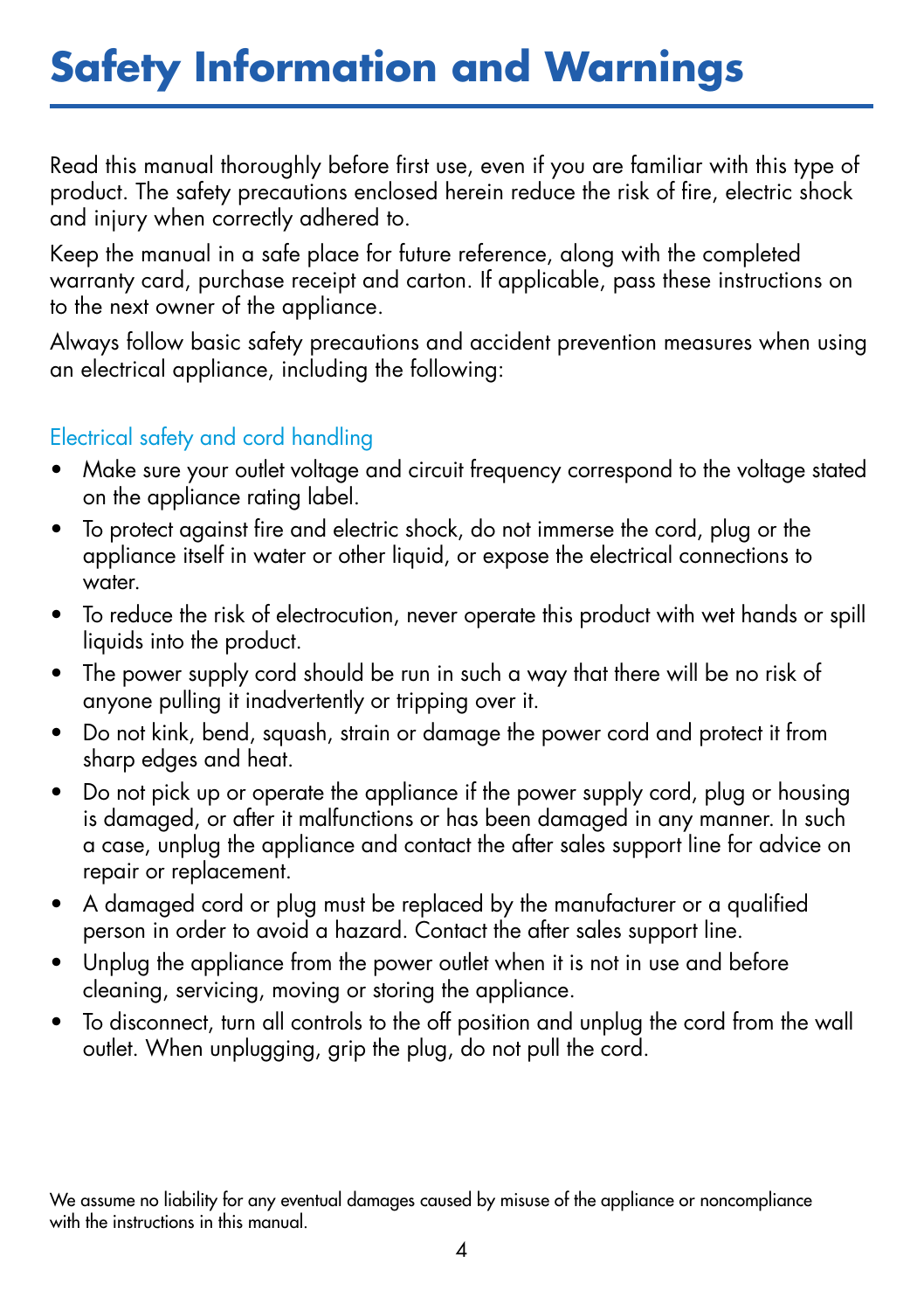# Safety Information and Warnings

Read this manual thoroughly before first use, even if you are familiar with this type of product. The safety precautions enclosed herein reduce the risk of fire, electric shock and injury when correctly adhered to.

Keep the manual in a safe place for future reference, along with the completed warranty card, purchase receipt and carton. If applicable, pass these instructions on to the next owner of the appliance.

Always follow basic safety precautions and accident prevention measures when using an electrical appliance, including the following:

## Electrical safety and cord handling

- Make sure your outlet voltage and circuit frequency correspond to the voltage stated on the appliance rating label.
- To protect against fire and electric shock, do not immerse the cord, plug or the appliance itself in water or other liquid, or expose the electrical connections to water.
- To reduce the risk of electrocution, never operate this product with wet hands or spill liquids into the product.
- The power supply cord should be run in such a way that there will be no risk of anyone pulling it inadvertently or tripping over it.
- Do not kink, bend, squash, strain or damage the power cord and protect it from sharp edges and heat.
- Do not pick up or operate the appliance if the power supply cord, plug or housing is damaged, or after it malfunctions or has been damaged in any manner. In such a case, unplug the appliance and contact the after sales support line for advice on repair or replacement.
- A damaged cord or plug must be replaced by the manufacturer or a qualified person in order to avoid a hazard. Contact the after sales support line.
- Unplug the appliance from the power outlet when it is not in use and before cleaning, servicing, moving or storing the appliance.
- To disconnect, turn all controls to the off position and unplug the cord from the wall outlet. When unplugging, grip the plug, do not pull the cord.

We assume no liability for any eventual damages caused by misuse of the appliance or noncompliance with the instructions in this manual.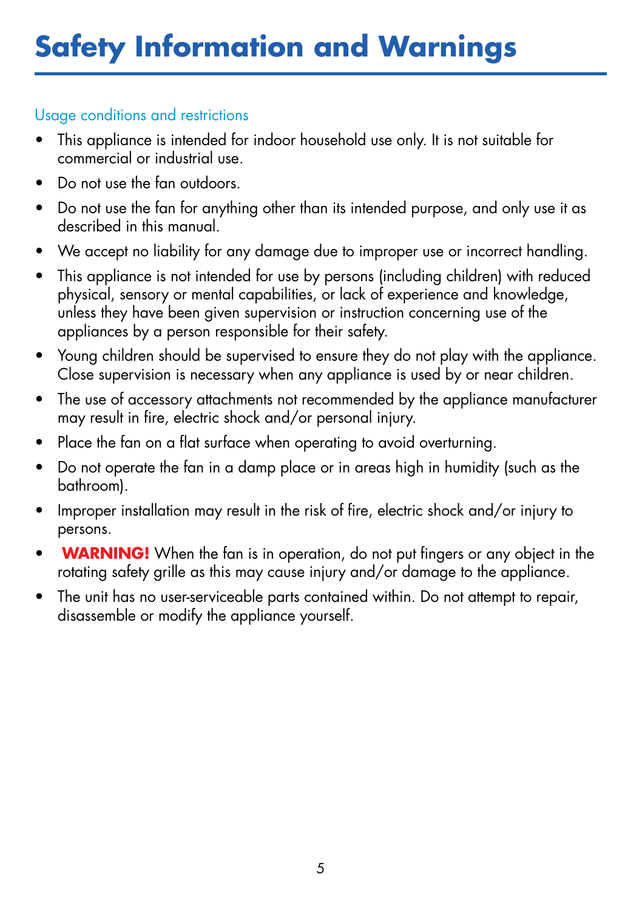# Safety Information and Warnings

## Usage conditions and restrictions

- This appliance is intended for indoor household use only. It is not suitable for commercial or industrial use.
- Do not use the fan outdoors.
- Do not use the fan for anything other than its intended purpose, and only use it as described in this manual.
- We accept no liability for any damage due to improper use or incorrect handling.
- This appliance is not intended for use by persons (including children) with reduced physical, sensory or mental capabilities, or lack of experience and knowledge, unless they have been given supervision or instruction concerning use of the appliances by a person responsible for their safety.
- Young children should be supervised to ensure they do not play with the appliance. Close supervision is necessary when any appliance is used by or near children.
- The use of accessory attachments not recommended by the appliance manufacturer may result in fire, electric shock and/or personal injury.
- Place the fan on a flat surface when operating to avoid overturning.
- Do not operate the fan in a damp place or in areas high in humidity (such as the bathroom).
- Improper installation may result in the risk of fire, electric shock and/or injury to persons.
- **WARNING!** When the fan is in operation, do not put fingers or any object in the rotating safety grille as this may cause injury and/or damage to the appliance.
- The unit has no user-serviceable parts contained within. Do not attempt to repair, disassemble or modify the appliance yourself.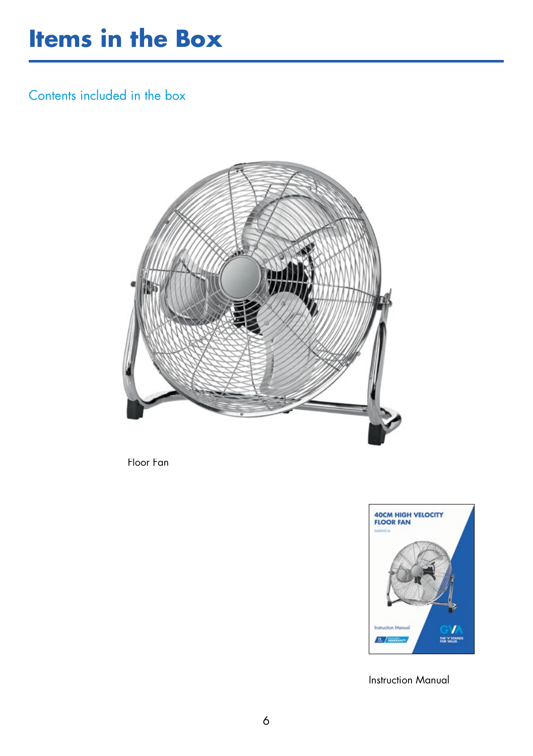# Items in the Box

## Contents included in the box

Floor Fan

Instruction Manual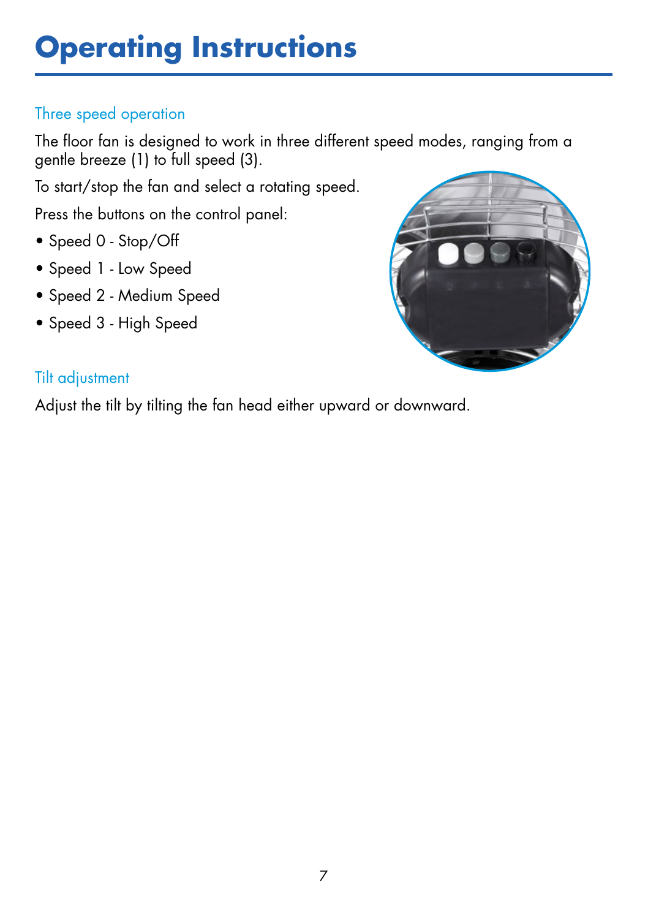# Operating Instructions

## Three speed operation

The floor fan is designed to work in three different speed modes, ranging from a gentle breeze (1) to full speed (3).

To start/stop the fan and select a rotating speed.

Press the buttons on the control panel:

- Speed 0 - Stop/Off
- Speed 1 - Low Speed
- Speed 2 - Medium Speed
- Speed 3 - High Speed

## Tilt adjustment

Adjust the tilt by tilting the fan head either upward or downward.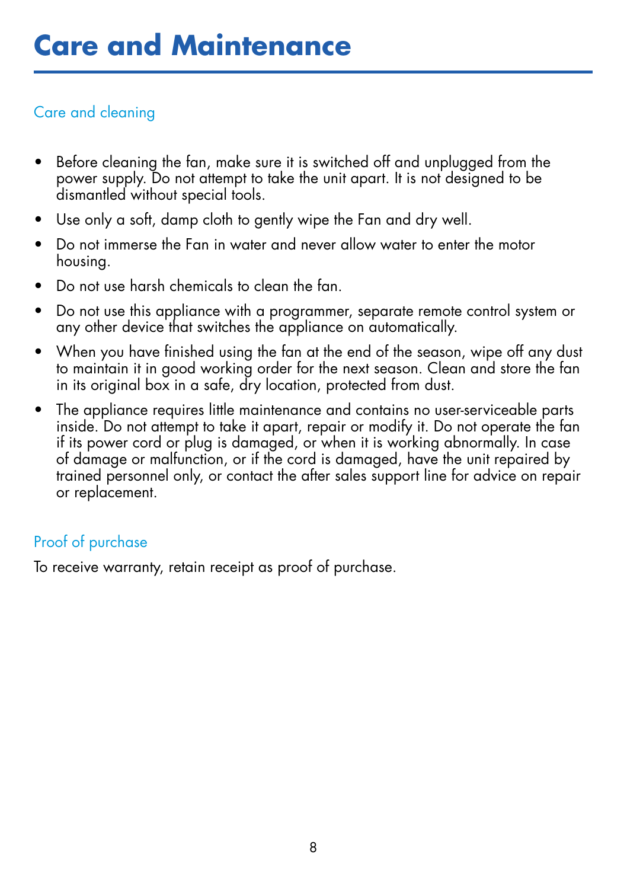# Care and Maintenance

## Care and cleaning

- Before cleaning the fan, make sure it is switched off and unplugged from the power supply. Do not attempt to take the unit apart. It is not designed to be dismantled without special tools.
- Use only a soft, damp cloth to gently wipe the Fan and dry well.
- Do not immerse the Fan in water and never allow water to enter the motor housing.
- Do not use harsh chemicals to clean the fan.
- Do not use this appliance with a programmer, separate remote control system or any other device that switches the appliance on automatically.
- When you have finished using the fan at the end of the season, wipe off any dust to maintain it in good working order for the next season. Clean and store the fan in its original box in a safe, dry location, protected from dust.
- The appliance requires little maintenance and contains no user-serviceable parts inside. Do not attempt to take it apart, repair or modify it. Do not operate the fan if its power cord or plug is damaged, or when it is working abnormally. In case of damage or malfunction, or if the cord is damaged, have the unit repaired by trained personnel only, or contact the after sales support line for advice on repair or replacement.

## Proof of purchase

To receive warranty, retain receipt as proof of purchase.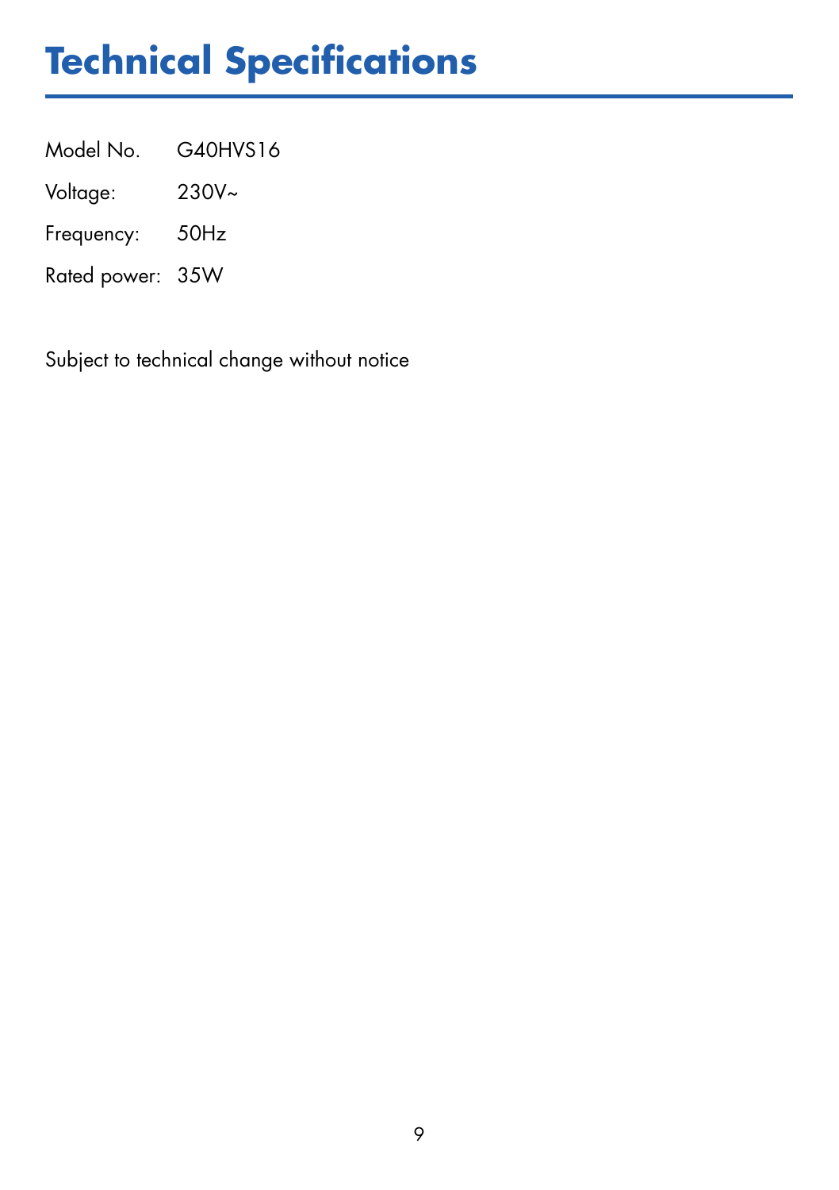# Technical Specifications

Model No. G40HVS16

Voltage: 230V~

Frequency: 50Hz

Rated power: 35W

Subject to technical change without notice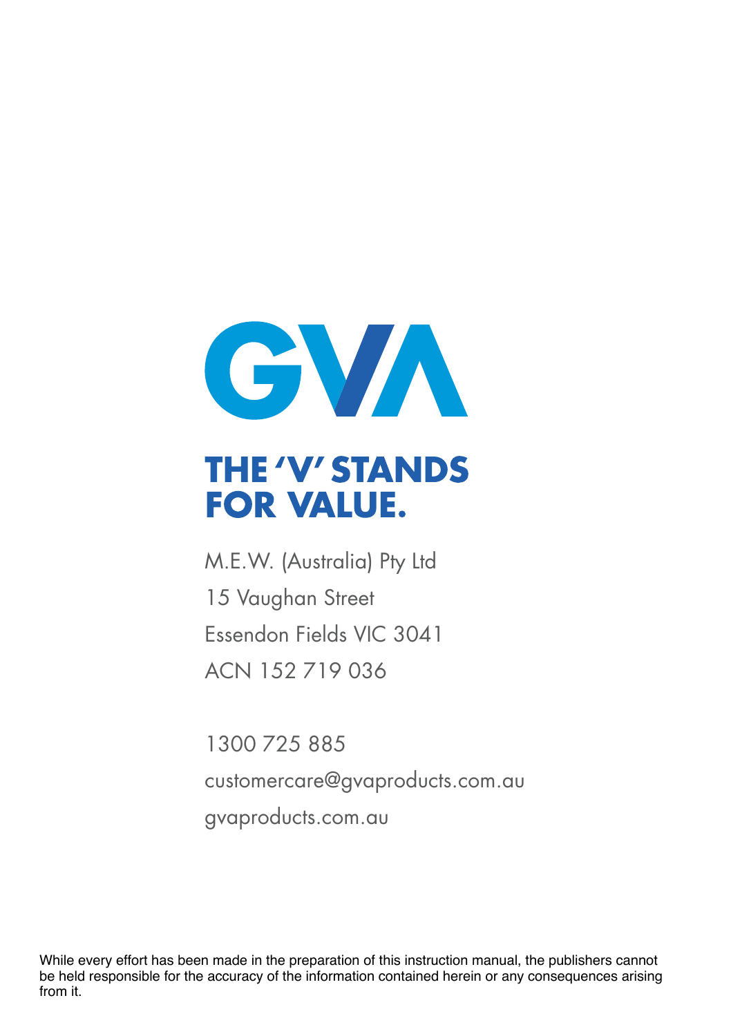GVA

**THE 'V' STANDS FOR VALUE.**

M.E.W. (Australia) Pty Ltd

15 Vaughan Street

Essendon Fields VIC 3041

ACN 152 719 036

1300 725 885

customercare@gvaproducts.com.au

gvaproducts.com.au

While every effort has been made in the preparation of this instruction manual, the publishers cannot be held responsible for the accuracy of the information contained herein or any consequences arising from it.